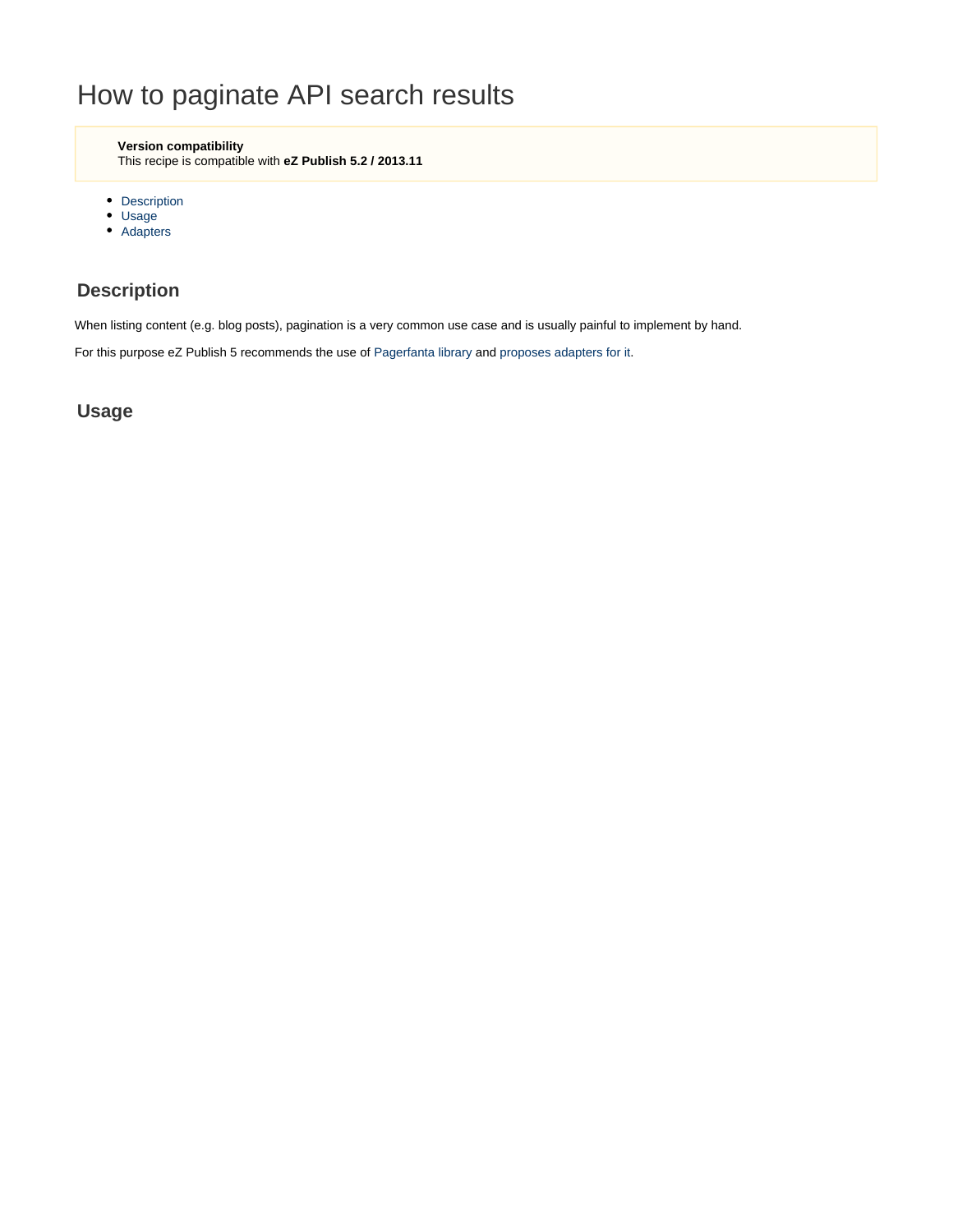# How to paginate API search results

> **Version compatibility**
> This recipe is compatible with **eZ Publish 5.2 / 2013.11**

- Description
- Usage
- Adapters

## Description

When listing content (e.g. blog posts), pagination is a very common use case and is usually painful to implement by hand.

For this purpose eZ Publish 5 recommends the use of Pagerfanta library and proposes adapters for it.

## Usage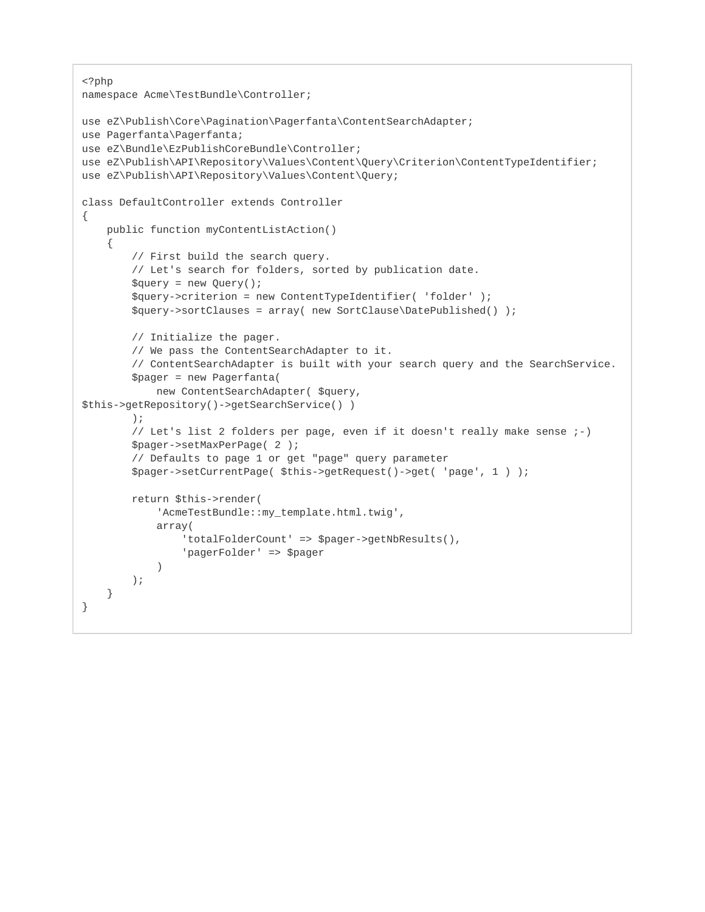```php
<?php
namespace Acme\TestBundle\Controller;

use eZ\Publish\Core\Pagination\Pagerfanta\ContentSearchAdapter;
use Pagerfanta\Pagerfanta;
use eZ\Bundle\EzPublishCoreBundle\Controller;
use eZ\Publish\API\Repository\Values\Content\Query\Criterion\ContentTypeIdentifier;
use eZ\Publish\API\Repository\Values\Content\Query;

class DefaultController extends Controller
{
    public function myContentListAction()
    {
        // First build the search query.
        // Let's search for folders, sorted by publication date.
        $query = new Query();
        $query->criterion = new ContentTypeIdentifier( 'folder' );
        $query->sortClauses = array( new SortClause\DatePublished() );

        // Initialize the pager.
        // We pass the ContentSearchAdapter to it.
        // ContentSearchAdapter is built with your search query and the SearchService.
        $pager = new Pagerfanta(
            new ContentSearchAdapter( $query,
$this->getRepository()->getSearchService() )
        );
        // Let's list 2 folders per page, even if it doesn't really make sense ;-)
        $pager->setMaxPerPage( 2 );
        // Defaults to page 1 or get "page" query parameter
        $pager->setCurrentPage( $this->getRequest()->get( 'page', 1 ) );

        return $this->render(
            'AcmeTestBundle::my_template.html.twig',
            array(
                'totalFolderCount' => $pager->getNbResults(),
                'pagerFolder' => $pager
            )
        );
    }
}
```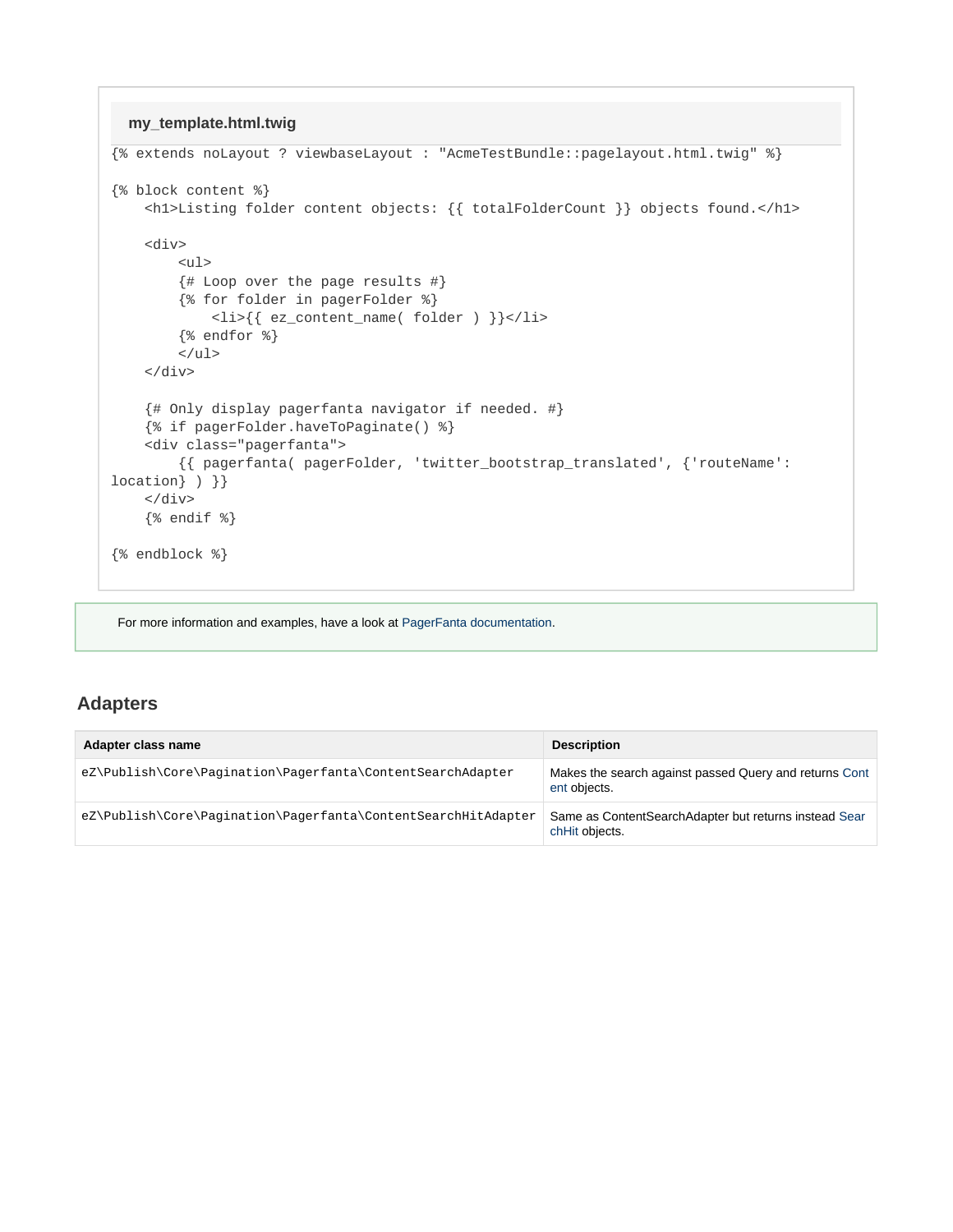**my_template.html.twig**

```
{% extends noLayout ? viewbaseLayout : "AcmeTestBundle::pagelayout.html.twig" %}

{% block content %}
    <h1>Listing folder content objects: {{ totalFolderCount }} objects found.</h1>

    <div>
        <ul>
        {# Loop over the page results #}
        {% for folder in pagerFolder %}
            <li>{{ ez_content_name( folder ) }}</li>
        {% endfor %}
        </ul>
    </div>

    {# Only display pagerfanta navigator if needed. #}
    {% if pagerFolder.haveToPaginate() %}
    <div class="pagerfanta">
        {{ pagerfanta( pagerFolder, 'twitter_bootstrap_translated', {'routeName':
location} ) }}
    </div>
    {% endif %}

{% endblock %}
```

For more information and examples, have a look at PagerFanta documentation.

## Adapters

| Adapter class name | Description |
| --- | --- |
| eZ\Publish\Core\Pagination\Pagerfanta\ContentSearchAdapter | Makes the search against passed Query and returns Content objects. |
| eZ\Publish\Core\Pagination\Pagerfanta\ContentSearchHitAdapter | Same as ContentSearchAdapter but returns instead SearchHit objects. |